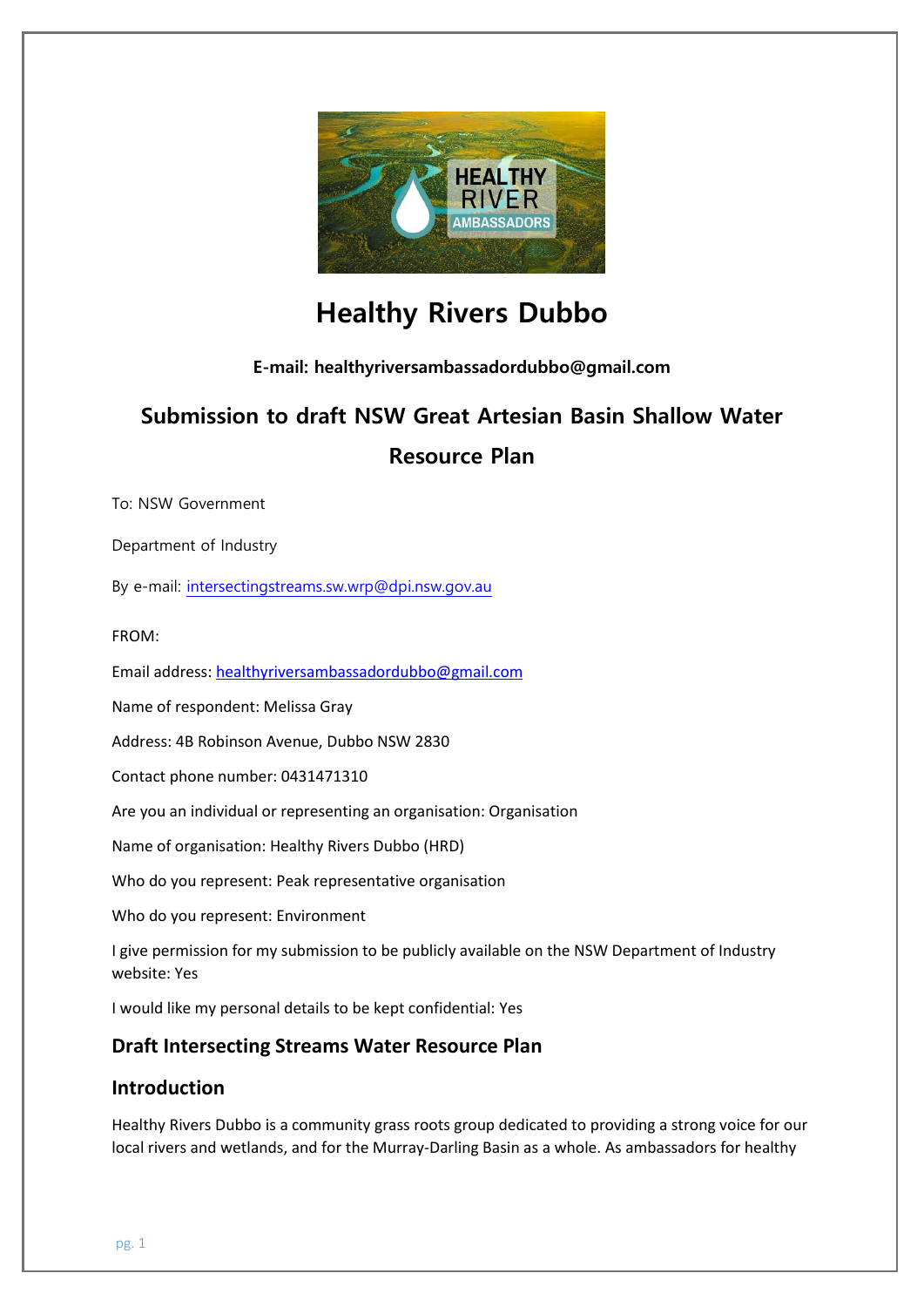# Healthy Rivers Dubbo

**E-mail: healthyriversambassadordubbo@gmail.com**

## Submission to draft NSW Great Artesian Basin Shallow Water Resource Plan

To: NSW Government

Department of Industry

By e-mail: intersectingstreams.sw.wrp@dpi.nsw.gov.au

FROM:

Email address: healthyriversambassadordubbo@gmail.com

Name of respondent: Melissa Gray

Address: 4B Robinson Avenue, Dubbo NSW 2830

Contact phone number: 0431471310

Are you an individual or representing an organisation: Organisation

Name of organisation: Healthy Rivers Dubbo (HRD)

Who do you represent: Peak representative organisation

Who do you represent: Environment

I give permission for my submission to be publicly available on the NSW Department of Industry website: Yes

I would like my personal details to be kept confidential: Yes

### Draft Intersecting Streams Water Resource Plan

### Introduction

Healthy Rivers Dubbo is a community grass roots group dedicated to providing a strong voice for our local rivers and wetlands, and for the Murray-Darling Basin as a whole. As ambassadors for healthy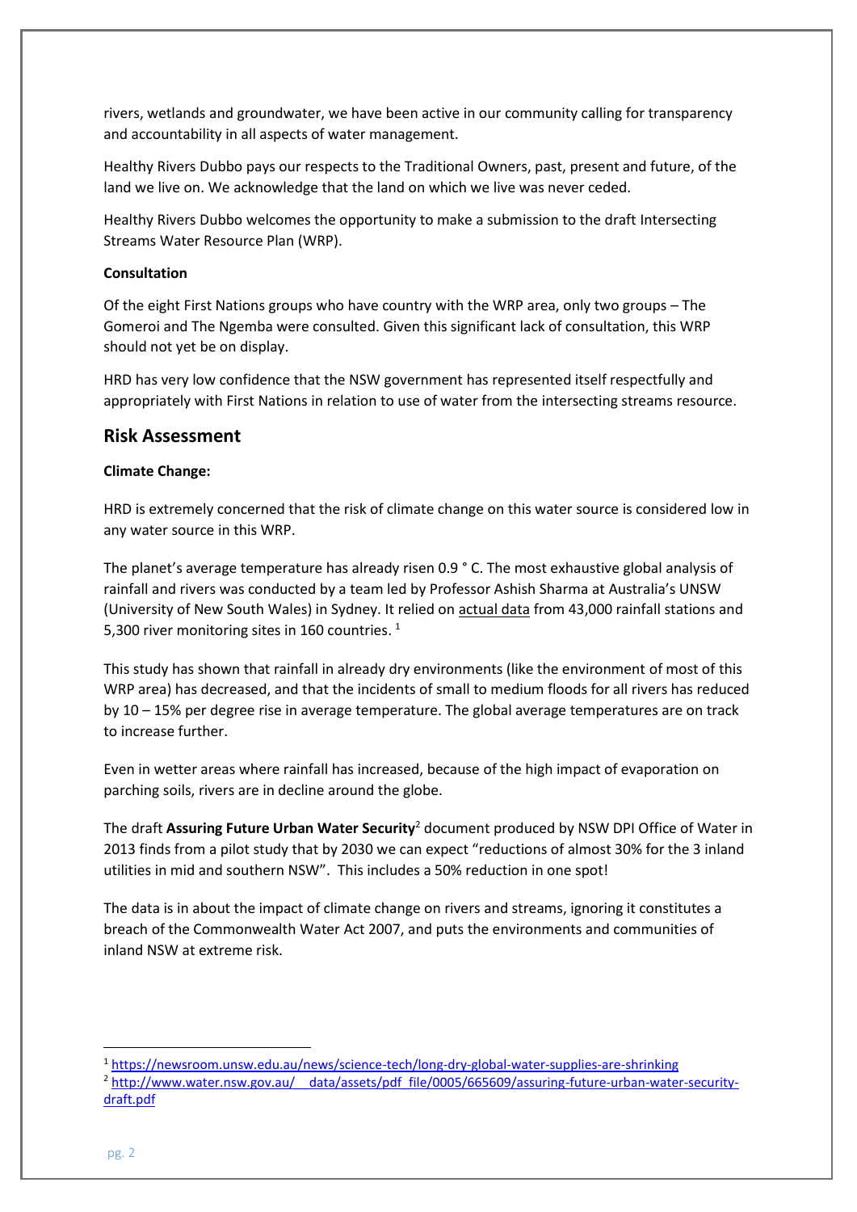rivers, wetlands and groundwater, we have been active in our community calling for transparency and accountability in all aspects of water management.

Healthy Rivers Dubbo pays our respects to the Traditional Owners, past, present and future, of the land we live on. We acknowledge that the land on which we live was never ceded.

Healthy Rivers Dubbo welcomes the opportunity to make a submission to the draft Intersecting Streams Water Resource Plan (WRP).

**Consultation**

Of the eight First Nations groups who have country with the WRP area, only two groups – The Gomeroi and The Ngemba were consulted. Given this significant lack of consultation, this WRP should not yet be on display.

HRD has very low confidence that the NSW government has represented itself respectfully and appropriately with First Nations in relation to use of water from the intersecting streams resource.

## Risk Assessment

**Climate Change:**

HRD is extremely concerned that the risk of climate change on this water source is considered low in any water source in this WRP.

The planet's average temperature has already risen 0.9 ° C. The most exhaustive global analysis of rainfall and rivers was conducted by a team led by Professor Ashish Sharma at Australia's UNSW (University of New South Wales) in Sydney. It relied on actual data from 43,000 rainfall stations and 5,300 river monitoring sites in 160 countries. [1]

This study has shown that rainfall in already dry environments (like the environment of most of this WRP area) has decreased, and that the incidents of small to medium floods for all rivers has reduced by 10 – 15% per degree rise in average temperature. The global average temperatures are on track to increase further.

Even in wetter areas where rainfall has increased, because of the high impact of evaporation on parching soils, rivers are in decline around the globe.

The draft **Assuring Future Urban Water Security**[2] document produced by NSW DPI Office of Water in 2013 finds from a pilot study that by 2030 we can expect "reductions of almost 30% for the 3 inland utilities in mid and southern NSW". This includes a 50% reduction in one spot!

The data is in about the impact of climate change on rivers and streams, ignoring it constitutes a breach of the Commonwealth Water Act 2007, and puts the environments and communities of inland NSW at extreme risk.

---

[1] https://newsroom.unsw.edu.au/news/science-tech/long-dry-global-water-supplies-are-shrinking

[2] http://www.water.nsw.gov.au/__data/assets/pdf_file/0005/665609/assuring-future-urban-water-security-draft.pdf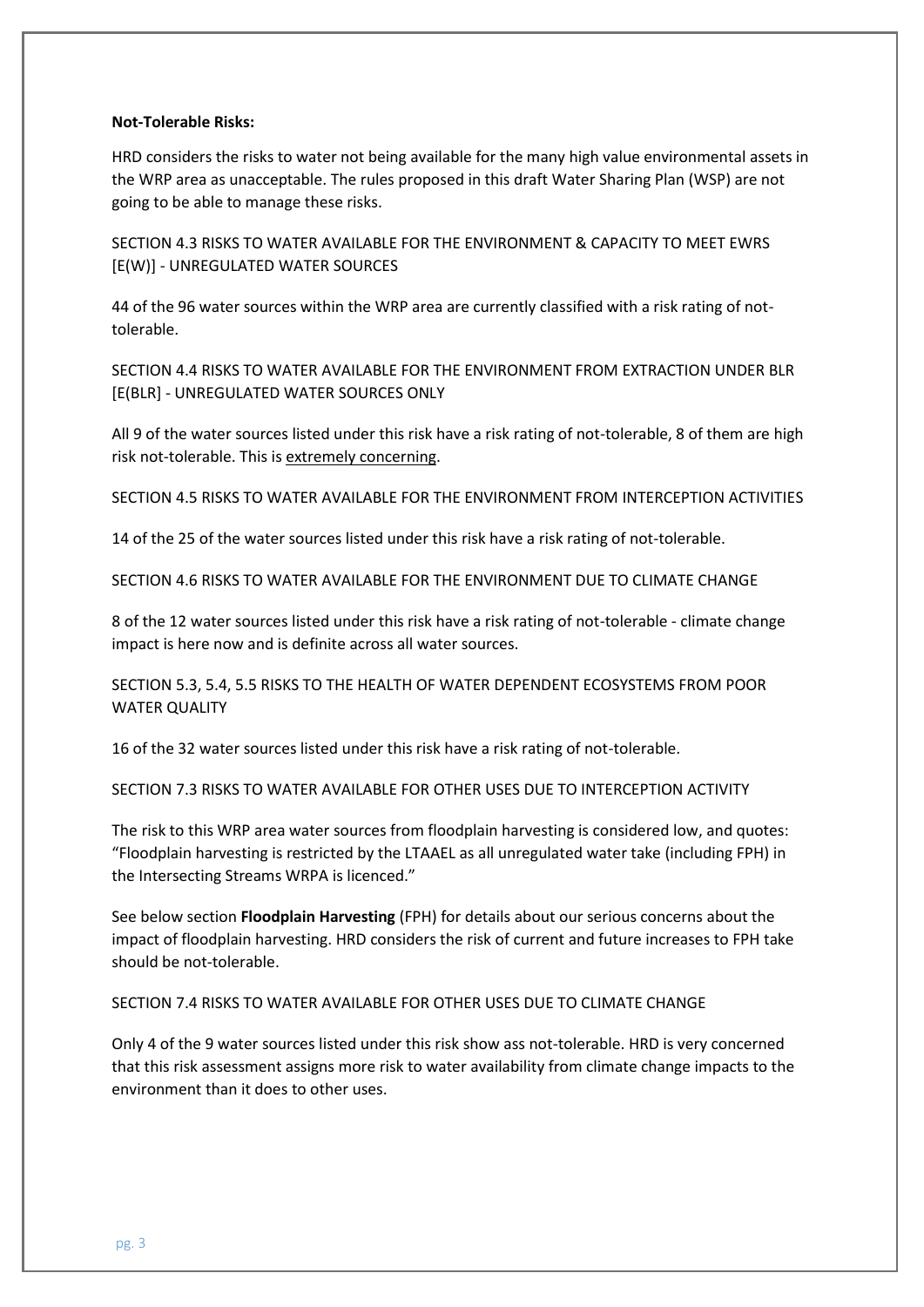**Not-Tolerable Risks:**

HRD considers the risks to water not being available for the many high value environmental assets in the WRP area as unacceptable. The rules proposed in this draft Water Sharing Plan (WSP) are not going to be able to manage these risks.

SECTION 4.3 RISKS TO WATER AVAILABLE FOR THE ENVIRONMENT & CAPACITY TO MEET EWRS [E(W)] - UNREGULATED WATER SOURCES

44 of the 96 water sources within the WRP area are currently classified with a risk rating of not-tolerable.

SECTION 4.4 RISKS TO WATER AVAILABLE FOR THE ENVIRONMENT FROM EXTRACTION UNDER BLR [E(BLR] - UNREGULATED WATER SOURCES ONLY

All 9 of the water sources listed under this risk have a risk rating of not-tolerable, 8 of them are high risk not-tolerable. This is <u>extremely concerning</u>.

SECTION 4.5 RISKS TO WATER AVAILABLE FOR THE ENVIRONMENT FROM INTERCEPTION ACTIVITIES

14 of the 25 of the water sources listed under this risk have a risk rating of not-tolerable.

SECTION 4.6 RISKS TO WATER AVAILABLE FOR THE ENVIRONMENT DUE TO CLIMATE CHANGE

8 of the 12 water sources listed under this risk have a risk rating of not-tolerable - climate change impact is here now and is definite across all water sources.

SECTION 5.3, 5.4, 5.5 RISKS TO THE HEALTH OF WATER DEPENDENT ECOSYSTEMS FROM POOR WATER QUALITY

16 of the 32 water sources listed under this risk have a risk rating of not-tolerable.

SECTION 7.3 RISKS TO WATER AVAILABLE FOR OTHER USES DUE TO INTERCEPTION ACTIVITY

The risk to this WRP area water sources from floodplain harvesting is considered low, and quotes: "Floodplain harvesting is restricted by the LTAAEL as all unregulated water take (including FPH) in the Intersecting Streams WRPA is licenced."

See below section **Floodplain Harvesting** (FPH) for details about our serious concerns about the impact of floodplain harvesting. HRD considers the risk of current and future increases to FPH take should be not-tolerable.

SECTION 7.4 RISKS TO WATER AVAILABLE FOR OTHER USES DUE TO CLIMATE CHANGE

Only 4 of the 9 water sources listed under this risk show ass not-tolerable. HRD is very concerned that this risk assessment assigns more risk to water availability from climate change impacts to the environment than it does to other uses.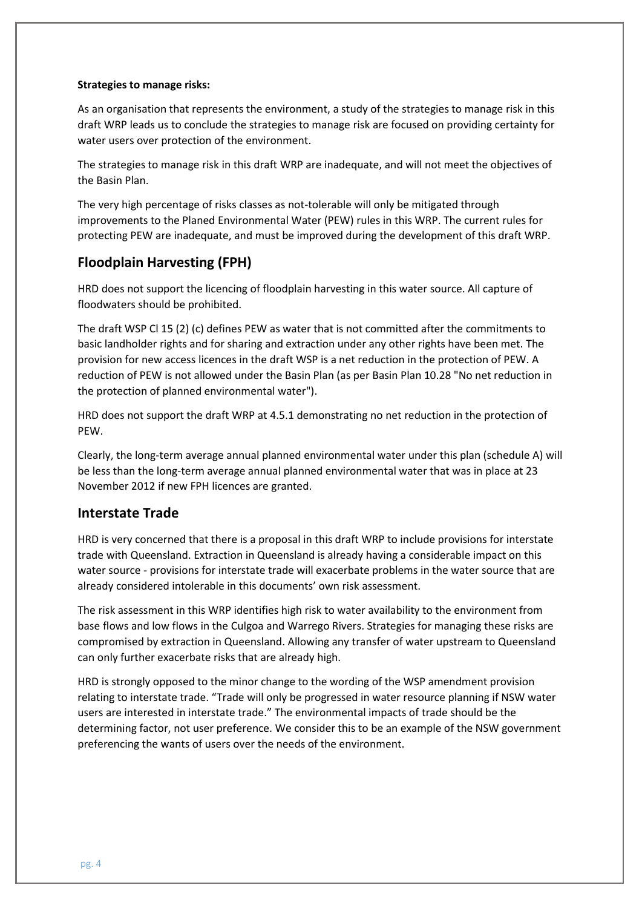**Strategies to manage risks:**

As an organisation that represents the environment, a study of the strategies to manage risk in this draft WRP leads us to conclude the strategies to manage risk are focused on providing certainty for water users over protection of the environment.

The strategies to manage risk in this draft WRP are inadequate, and will not meet the objectives of the Basin Plan.

The very high percentage of risks classes as not-tolerable will only be mitigated through improvements to the Planed Environmental Water (PEW) rules in this WRP. The current rules for protecting PEW are inadequate, and must be improved during the development of this draft WRP.

## Floodplain Harvesting (FPH)

HRD does not support the licencing of floodplain harvesting in this water source. All capture of floodwaters should be prohibited.

The draft WSP Cl 15 (2) (c) defines PEW as water that is not committed after the commitments to basic landholder rights and for sharing and extraction under any other rights have been met. The provision for new access licences in the draft WSP is a net reduction in the protection of PEW. A reduction of PEW is not allowed under the Basin Plan (as per Basin Plan 10.28 "No net reduction in the protection of planned environmental water").

HRD does not support the draft WRP at 4.5.1 demonstrating no net reduction in the protection of PEW.

Clearly, the long-term average annual planned environmental water under this plan (schedule A) will be less than the long-term average annual planned environmental water that was in place at 23 November 2012 if new FPH licences are granted.

## Interstate Trade

HRD is very concerned that there is a proposal in this draft WRP to include provisions for interstate trade with Queensland. Extraction in Queensland is already having a considerable impact on this water source - provisions for interstate trade will exacerbate problems in the water source that are already considered intolerable in this documents' own risk assessment.

The risk assessment in this WRP identifies high risk to water availability to the environment from base flows and low flows in the Culgoa and Warrego Rivers. Strategies for managing these risks are compromised by extraction in Queensland. Allowing any transfer of water upstream to Queensland can only further exacerbate risks that are already high.

HRD is strongly opposed to the minor change to the wording of the WSP amendment provision relating to interstate trade. "Trade will only be progressed in water resource planning if NSW water users are interested in interstate trade." The environmental impacts of trade should be the determining factor, not user preference. We consider this to be an example of the NSW government preferencing the wants of users over the needs of the environment.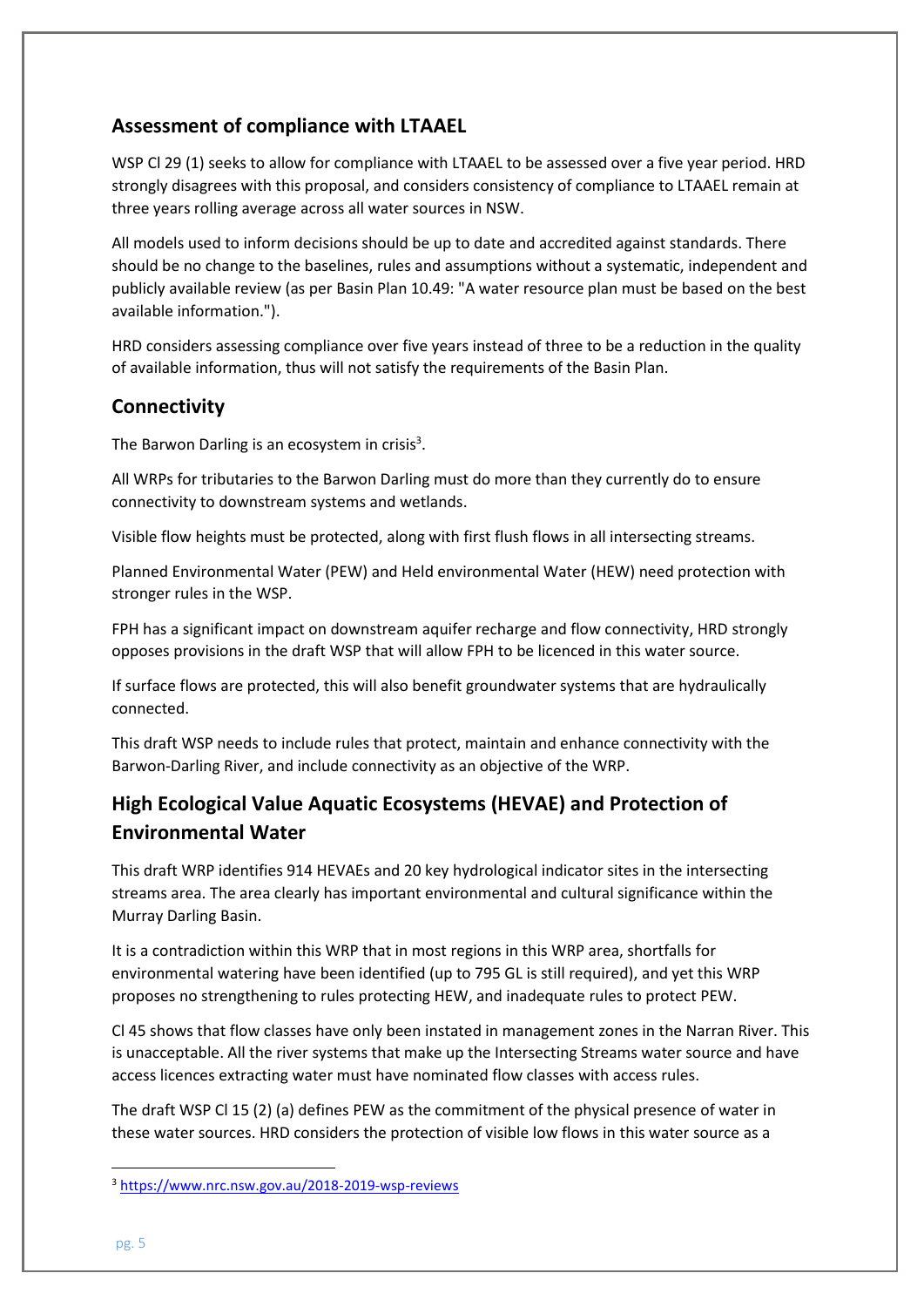## Assessment of compliance with LTAAEL

WSP Cl 29 (1) seeks to allow for compliance with LTAAEL to be assessed over a five year period. HRD strongly disagrees with this proposal, and considers consistency of compliance to LTAAEL remain at three years rolling average across all water sources in NSW.

All models used to inform decisions should be up to date and accredited against standards. There should be no change to the baselines, rules and assumptions without a systematic, independent and publicly available review (as per Basin Plan 10.49: "A water resource plan must be based on the best available information.").

HRD considers assessing compliance over five years instead of three to be a reduction in the quality of available information, thus will not satisfy the requirements of the Basin Plan.

## Connectivity

The Barwon Darling is an ecosystem in crisis[3].

All WRPs for tributaries to the Barwon Darling must do more than they currently do to ensure connectivity to downstream systems and wetlands.

Visible flow heights must be protected, along with first flush flows in all intersecting streams.

Planned Environmental Water (PEW) and Held environmental Water (HEW) need protection with stronger rules in the WSP.

FPH has a significant impact on downstream aquifer recharge and flow connectivity, HRD strongly opposes provisions in the draft WSP that will allow FPH to be licenced in this water source.

If surface flows are protected, this will also benefit groundwater systems that are hydraulically connected.

This draft WSP needs to include rules that protect, maintain and enhance connectivity with the Barwon-Darling River, and include connectivity as an objective of the WRP.

## High Ecological Value Aquatic Ecosystems (HEVAE) and Protection of Environmental Water

This draft WRP identifies 914 HEVAEs and 20 key hydrological indicator sites in the intersecting streams area. The area clearly has important environmental and cultural significance within the Murray Darling Basin.

It is a contradiction within this WRP that in most regions in this WRP area, shortfalls for environmental watering have been identified (up to 795 GL is still required), and yet this WRP proposes no strengthening to rules protecting HEW, and inadequate rules to protect PEW.

Cl 45 shows that flow classes have only been instated in management zones in the Narran River. This is unacceptable. All the river systems that make up the Intersecting Streams water source and have access licences extracting water must have nominated flow classes with access rules.

The draft WSP Cl 15 (2) (a) defines PEW as the commitment of the physical presence of water in these water sources. HRD considers the protection of visible low flows in this water source as a

---

[3] https://www.nrc.nsw.gov.au/2018-2019-wsp-reviews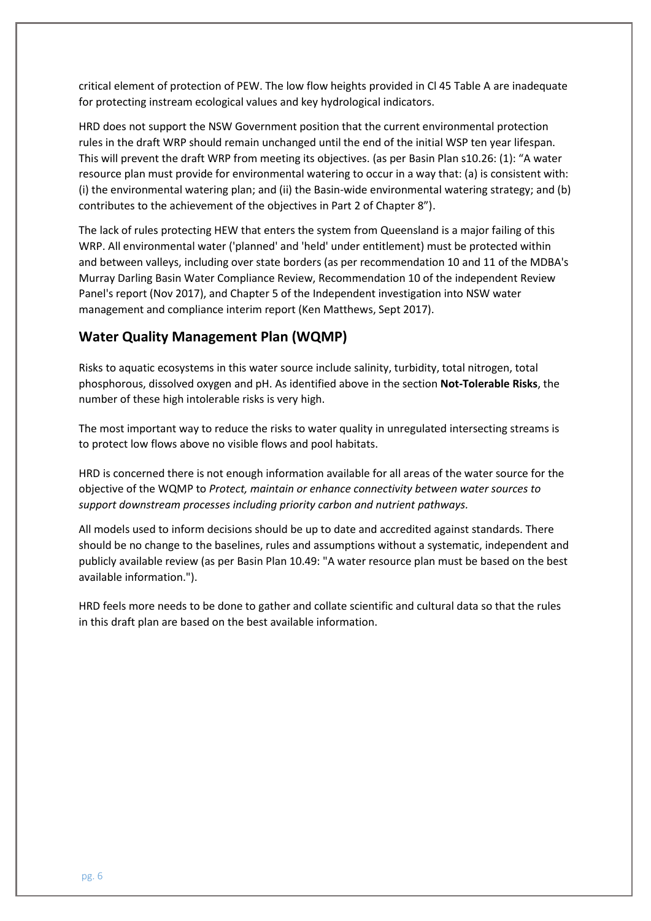critical element of protection of PEW. The low flow heights provided in Cl 45 Table A are inadequate for protecting instream ecological values and key hydrological indicators.

HRD does not support the NSW Government position that the current environmental protection rules in the draft WRP should remain unchanged until the end of the initial WSP ten year lifespan. This will prevent the draft WRP from meeting its objectives. (as per Basin Plan s10.26: (1): "A water resource plan must provide for environmental watering to occur in a way that: (a) is consistent with: (i) the environmental watering plan; and (ii) the Basin-wide environmental watering strategy; and (b) contributes to the achievement of the objectives in Part 2 of Chapter 8").

The lack of rules protecting HEW that enters the system from Queensland is a major failing of this WRP. All environmental water ('planned' and 'held' under entitlement) must be protected within and between valleys, including over state borders (as per recommendation 10 and 11 of the MDBA's Murray Darling Basin Water Compliance Review, Recommendation 10 of the independent Review Panel's report (Nov 2017), and Chapter 5 of the Independent investigation into NSW water management and compliance interim report (Ken Matthews, Sept 2017).

## Water Quality Management Plan (WQMP)

Risks to aquatic ecosystems in this water source include salinity, turbidity, total nitrogen, total phosphorous, dissolved oxygen and pH. As identified above in the section **Not-Tolerable Risks**, the number of these high intolerable risks is very high.

The most important way to reduce the risks to water quality in unregulated intersecting streams is to protect low flows above no visible flows and pool habitats.

HRD is concerned there is not enough information available for all areas of the water source for the objective of the WQMP to *Protect, maintain or enhance connectivity between water sources to support downstream processes including priority carbon and nutrient pathways.*

All models used to inform decisions should be up to date and accredited against standards. There should be no change to the baselines, rules and assumptions without a systematic, independent and publicly available review (as per Basin Plan 10.49: "A water resource plan must be based on the best available information.").

HRD feels more needs to be done to gather and collate scientific and cultural data so that the rules in this draft plan are based on the best available information.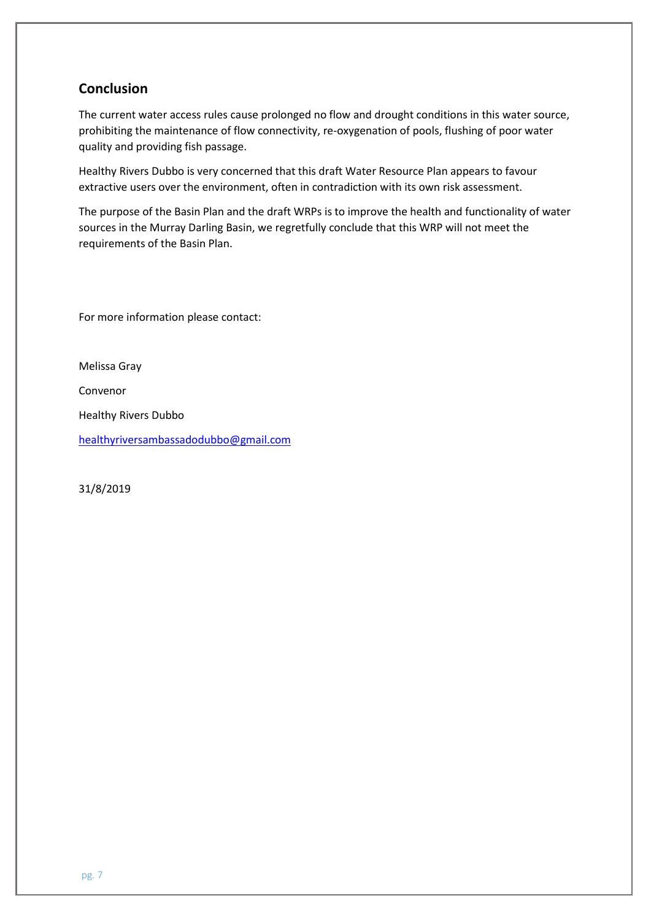## Conclusion

The current water access rules cause prolonged no flow and drought conditions in this water source, prohibiting the maintenance of flow connectivity, re-oxygenation of pools, flushing of poor water quality and providing fish passage.

Healthy Rivers Dubbo is very concerned that this draft Water Resource Plan appears to favour extractive users over the environment, often in contradiction with its own risk assessment.

The purpose of the Basin Plan and the draft WRPs is to improve the health and functionality of water sources in the Murray Darling Basin, we regretfully conclude that this WRP will not meet the requirements of the Basin Plan.

For more information please contact:

Melissa Gray

Convenor

Healthy Rivers Dubbo

healthyriversambassadodubbo@gmail.com

31/8/2019